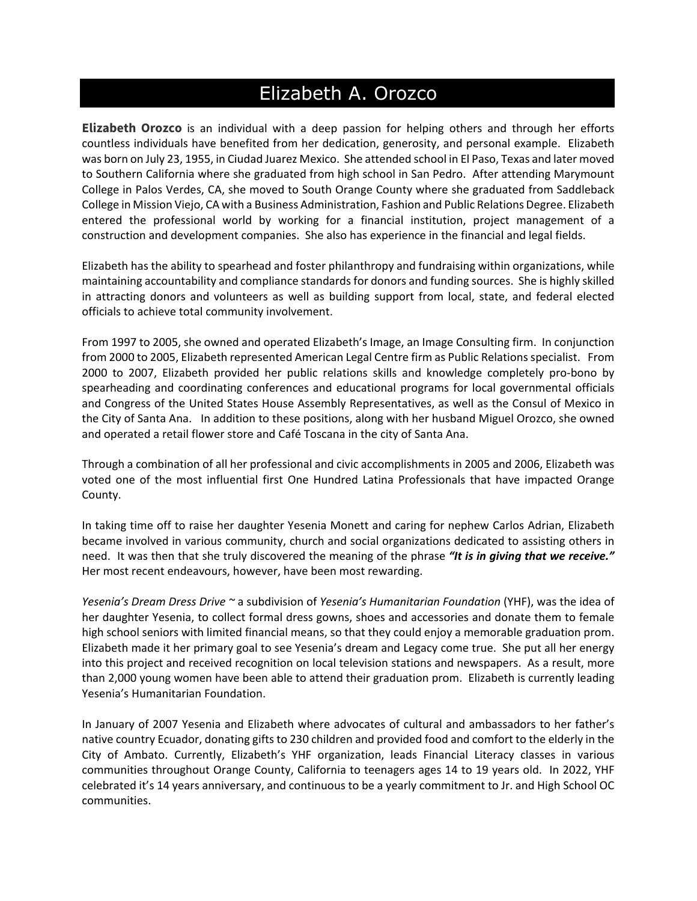# Elizabeth A. Orozco

**Elizabeth Orozco** is an individual with a deep passion for helping others and through her efforts countless individuals have benefited from her dedication, generosity, and personal example. Elizabeth was born on July 23, 1955, in Ciudad Juarez Mexico. She attended school in El Paso, Texas and later moved to Southern California where she graduated from high school in San Pedro. After attending Marymount College in Palos Verdes, CA, she moved to South Orange County where she graduated from Saddleback College in Mission Viejo, CA with a Business Administration, Fashion and Public Relations Degree. Elizabeth entered the professional world by working for a financial institution, project management of a construction and development companies. She also has experience in the financial and legal fields.

Elizabeth has the ability to spearhead and foster philanthropy and fundraising within organizations, while maintaining accountability and compliance standards for donors and funding sources. She is highly skilled in attracting donors and volunteers as well as building support from local, state, and federal elected officials to achieve total community involvement.

From 1997 to 2005, she owned and operated Elizabeth's Image, an Image Consulting firm. In conjunction from 2000 to 2005, Elizabeth represented American Legal Centre firm as Public Relations specialist. From 2000 to 2007, Elizabeth provided her public relations skills and knowledge completely pro-bono by spearheading and coordinating conferences and educational programs for local governmental officials and Congress of the United States House Assembly Representatives, as well as the Consul of Mexico in the City of Santa Ana. In addition to these positions, along with her husband Miguel Orozco, she owned and operated a retail flower store and Café Toscana in the city of Santa Ana.

Through a combination of all her professional and civic accomplishments in 2005 and 2006, Elizabeth was voted one of the most influential first One Hundred Latina Professionals that have impacted Orange County.

In taking time off to raise her daughter Yesenia Monett and caring for nephew Carlos Adrian, Elizabeth became involved in various community, church and social organizations dedicated to assisting others in need. It was then that she truly discovered the meaning of the phrase ***"It is in giving that we receive."*** Her most recent endeavours, however, have been most rewarding.

*Yesenia's Dream Dress Drive* ~ a subdivision of *Yesenia's Humanitarian Foundation* (YHF), was the idea of her daughter Yesenia, to collect formal dress gowns, shoes and accessories and donate them to female high school seniors with limited financial means, so that they could enjoy a memorable graduation prom. Elizabeth made it her primary goal to see Yesenia's dream and Legacy come true. She put all her energy into this project and received recognition on local television stations and newspapers. As a result, more than 2,000 young women have been able to attend their graduation prom. Elizabeth is currently leading Yesenia's Humanitarian Foundation.

In January of 2007 Yesenia and Elizabeth where advocates of cultural and ambassadors to her father's native country Ecuador, donating gifts to 230 children and provided food and comfort to the elderly in the City of Ambato. Currently, Elizabeth's YHF organization, leads Financial Literacy classes in various communities throughout Orange County, California to teenagers ages 14 to 19 years old. In 2022, YHF celebrated it's 14 years anniversary, and continuous to be a yearly commitment to Jr. and High School OC communities.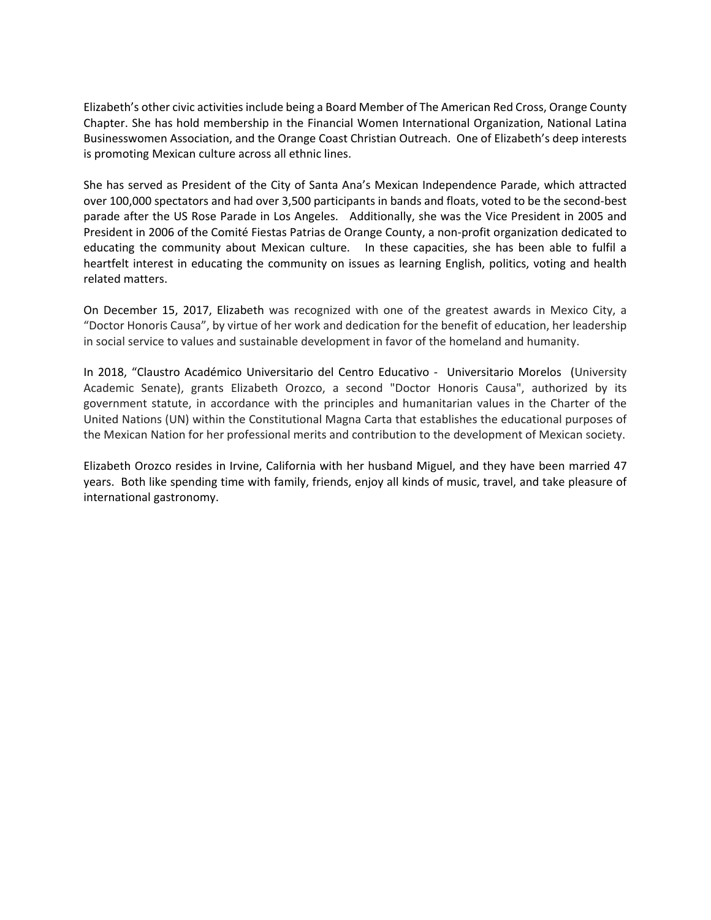Elizabeth's other civic activities include being a Board Member of The American Red Cross, Orange County Chapter. She has hold membership in the Financial Women International Organization, National Latina Businesswomen Association, and the Orange Coast Christian Outreach. One of Elizabeth's deep interests is promoting Mexican culture across all ethnic lines.

She has served as President of the City of Santa Ana's Mexican Independence Parade, which attracted over 100,000 spectators and had over 3,500 participants in bands and floats, voted to be the second-best parade after the US Rose Parade in Los Angeles. Additionally, she was the Vice President in 2005 and President in 2006 of the Comité Fiestas Patrias de Orange County, a non-profit organization dedicated to educating the community about Mexican culture. In these capacities, she has been able to fulfil a heartfelt interest in educating the community on issues as learning English, politics, voting and health related matters.

On December 15, 2017, Elizabeth was recognized with one of the greatest awards in Mexico City, a "Doctor Honoris Causa", by virtue of her work and dedication for the benefit of education, her leadership in social service to values and sustainable development in favor of the homeland and humanity.

In 2018, "Claustro Académico Universitario del Centro Educativo - Universitario Morelos (University Academic Senate), grants Elizabeth Orozco, a second "Doctor Honoris Causa", authorized by its government statute, in accordance with the principles and humanitarian values in the Charter of the United Nations (UN) within the Constitutional Magna Carta that establishes the educational purposes of the Mexican Nation for her professional merits and contribution to the development of Mexican society.

Elizabeth Orozco resides in Irvine, California with her husband Miguel, and they have been married 47 years. Both like spending time with family, friends, enjoy all kinds of music, travel, and take pleasure of international gastronomy.